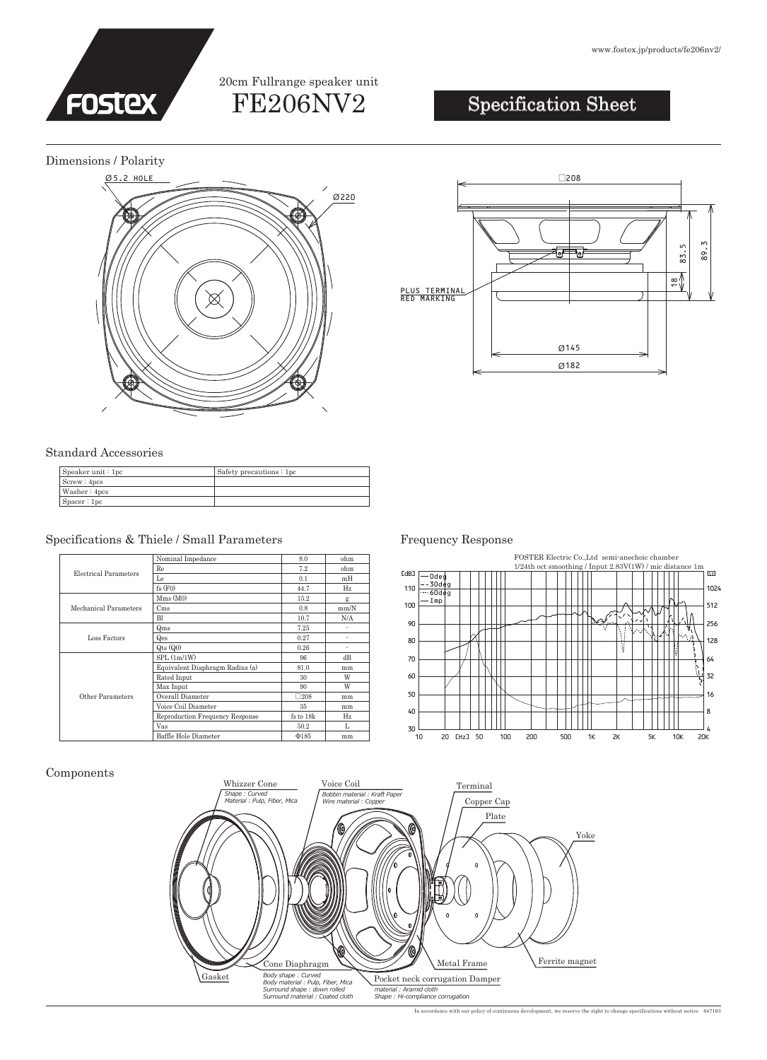www.fostex.jp/products/fe206nv2/

# FOSTEX

20cm Fullrange speaker unit

# FE206NV2

## Specification Sheet

## Dimensions / Polarity

Ø5.2 HOLE

Ø220

□208

PLUS TERMINAL
RED MARKING

83.5

89.3

18

Ø145

Ø182

## Standard Accessories

| Speaker unit : 1pc | Safety precautions : 1pc |
|---|---|
| Screw : 4pcs | |
| Washer : 4pcs | |
| Spacer : 1pc | |

## Specifications & Thiele / Small Parameters

| | | | |
|---|---|---|---|
| Electrical Parameters | Nominal Impedance | 8.0 | ohm |
| | Re | 7.2 | ohm |
| | Le | 0.1 | mH |
| | fs (F0) | 44.7 | Hz |
| Mechanical Parameters | Mms (M0) | 15.2 | g |
| | Cms | 0.8 | mm/N |
| | Bl | 10.7 | N/A |
| Loss Factors | Qms | 7.25 | - |
| | Qes | 0.27 | - |
| | Qts (Q0) | 0.26 | - |
| Other Parameters | SPL (1m/1W) | 96 | dB |
| | Equivalent Diaphragm Radius (a) | 81.0 | mm |
| | Rated Input | 30 | W |
| | Max Input | 90 | W |
| | Overall Diameter | □208 | mm |
| | Voice Coil Diameter | 35 | mm |
| | Reproduction Frequency Response | fs to 18k | Hz |
| | Vas | 50.2 | L |
| | Baffle Hole Diameter | Φ185 | mm |

## Frequency Response

FOSTER Electric Co.,Ltd semi-anechoic chamber
1/24th oct smoothing / Input 2.83V(1W) / mic distance 1m

— 0deg
- - 30deg
··· 60deg
— Imp

## Components

- Whizzer Cone — *Shape : Curved*, *Material : Pulp, Fiber, Mica*
- Voice Coil — *Bobbin material : Kraft Paper*, *Wire material : Copper*
- Terminal
- Copper Cap
- Plate
- Yoke
- Gasket
- Cone Diaphragm — *Body shape : Curved*, *Body material : Pulp, Fiber, Mica*, *Surround shape : down rolled*, *Surround material : Coated cloth*
- Metal Frame
- Pocket neck corrugation Damper — *material : Aramid cloth*, *Shape : Hi-compliance corrugation*
- Ferrite magnet

In accordance with our policy of continuous development, we reserve the right to change specifications without notice 647163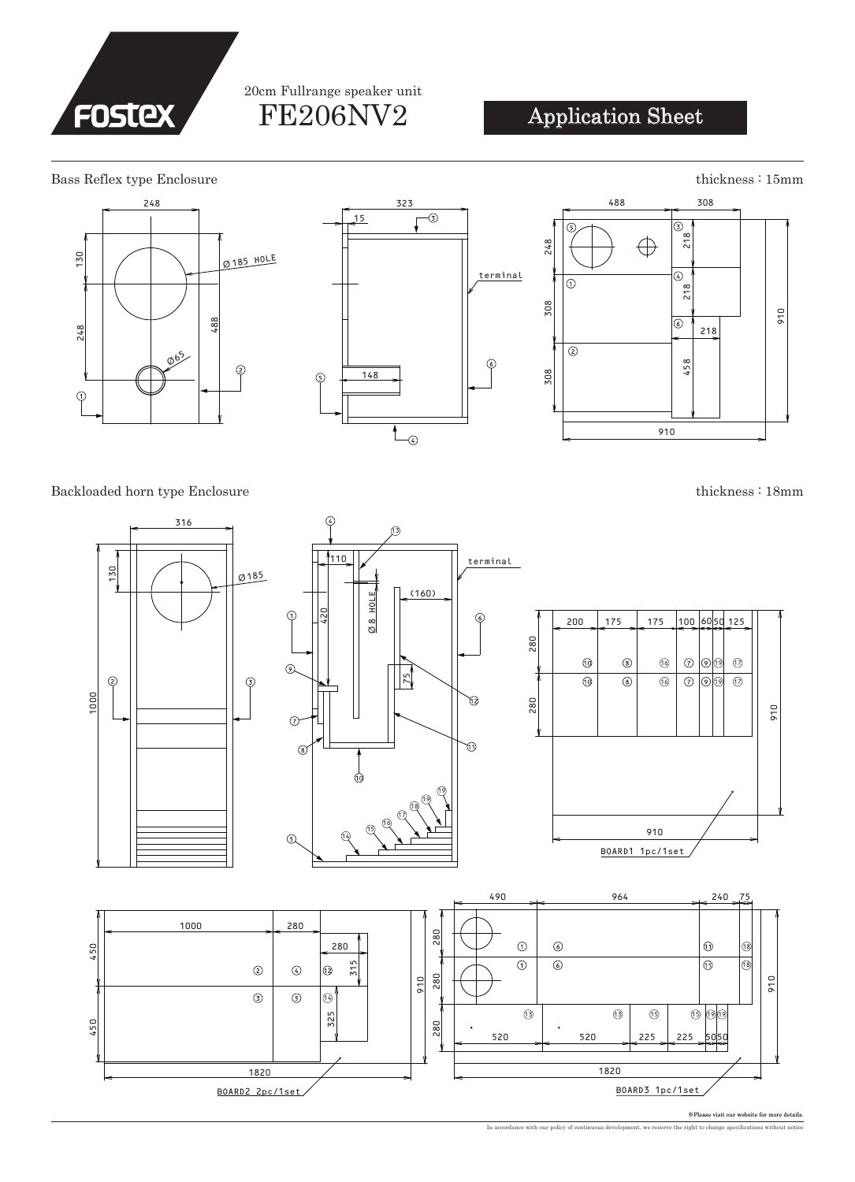FOSTEX

20cm Fullrange speaker unit

# FE206NV2

## Application Sheet

Bass Reflex type Enclosure

thickness : 15mm

248

130

248

488

Ø185 HOLE

Ø65

①

②

323

15

③

terminal

⑤

148

⑥

④

488

308

248

308

308

⑤

①

②

③

218

④

218

⑥

218

458

910

910

Backloaded horn type Enclosure

thickness : 18mm

316

130

Ø185

1000

②

③

④

⑬

110

terminal

(160)

420

Ø8 HOLE

①

⑥

⑨

75

⑫

⑦

⑧

⑪

⑩

⑲

⑲

⑱

⑰

⑯

⑮

⑭

⑤

280

280

200

175

175

100

60

50

125

⑩

⑧

⑯

⑦

⑨

⑲

⑰

⑩

⑧

⑯

⑦

⑨

⑲

⑰

910

910

BOARD1 1pc/1set

450

450

1000

280

280

315

②

④

⑫

③

⑤

⑭

325

1820

910

BOARD2 2pc/1set

490

964

240

75

280

280

280

①

⑥

⑪

⑱

①

⑥

⑪

⑱

⑬

⑬

⑮

⑮

⑲

⑲

520

520

225

225

50

50

1820

910

BOARD3 1pc/1set

※Please visit our website for more details.

In accordance with our policy of continuous development, we reserve the right to change specifications without notice